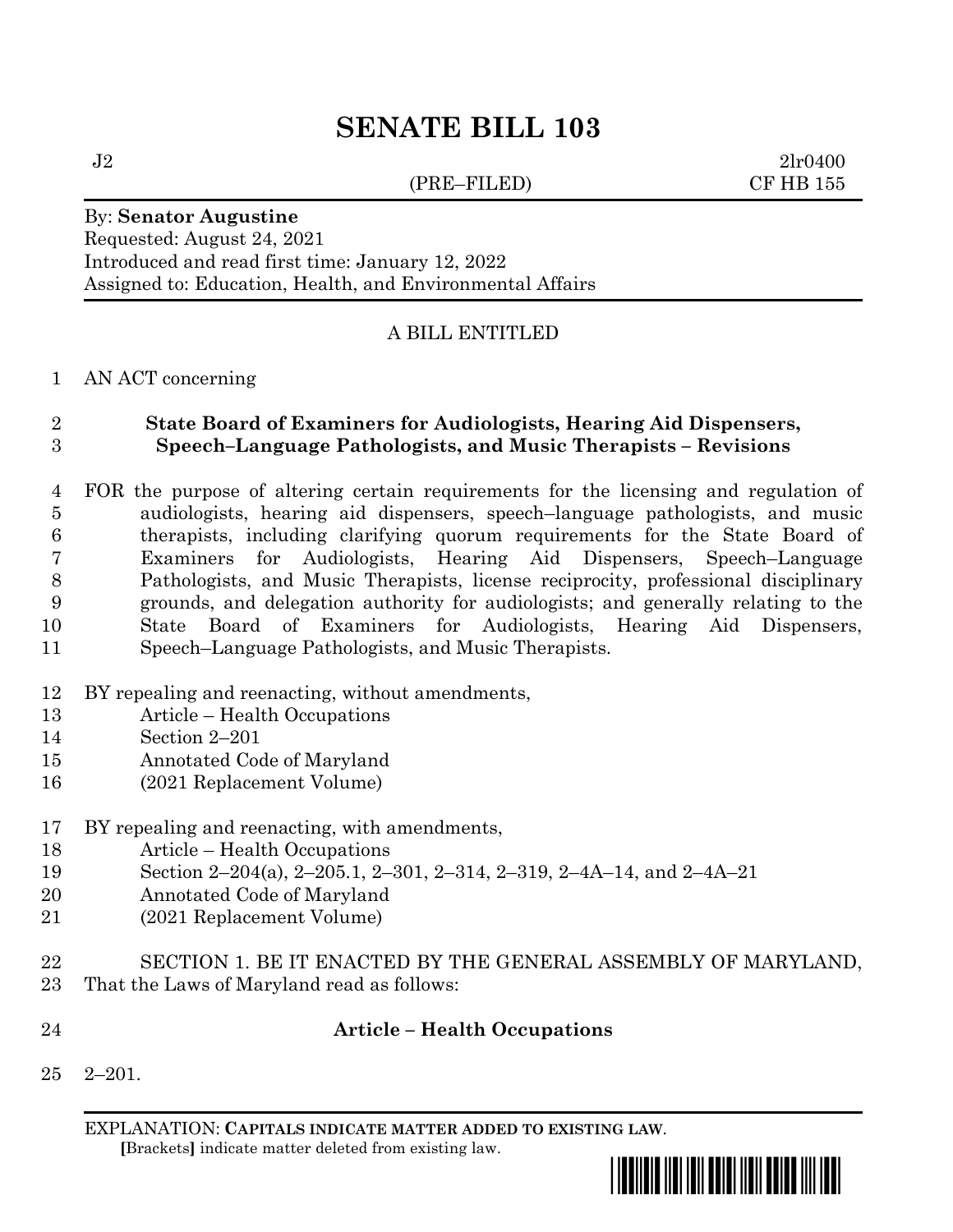# SENATE BILL 103

J2 2lr0400
(PRE–FILED) CF HB 155

By: **Senator Augustine**
Requested: August 24, 2021
Introduced and read first time: January 12, 2022
Assigned to: Education, Health, and Environmental Affairs

A BILL ENTITLED

AN ACT concerning

**State Board of Examiners for Audiologists, Hearing Aid Dispensers, Speech–Language Pathologists, and Music Therapists – Revisions**

FOR the purpose of altering certain requirements for the licensing and regulation of audiologists, hearing aid dispensers, speech–language pathologists, and music therapists, including clarifying quorum requirements for the State Board of Examiners for Audiologists, Hearing Aid Dispensers, Speech–Language Pathologists, and Music Therapists, license reciprocity, professional disciplinary grounds, and delegation authority for audiologists; and generally relating to the State Board of Examiners for Audiologists, Hearing Aid Dispensers, Speech–Language Pathologists, and Music Therapists.

BY repealing and reenacting, without amendments,
Article – Health Occupations
Section 2–201
Annotated Code of Maryland
(2021 Replacement Volume)

BY repealing and reenacting, with amendments,
Article – Health Occupations
Section 2–204(a), 2–205.1, 2–301, 2–314, 2–319, 2–4A–14, and 2–4A–21
Annotated Code of Maryland
(2021 Replacement Volume)

SECTION 1. BE IT ENACTED BY THE GENERAL ASSEMBLY OF MARYLAND, That the Laws of Maryland read as follows:

**Article – Health Occupations**

2–201.

EXPLANATION: **CAPITALS INDICATE MATTER ADDED TO EXISTING LAW**.
**[**Brackets**]** indicate matter deleted from existing law.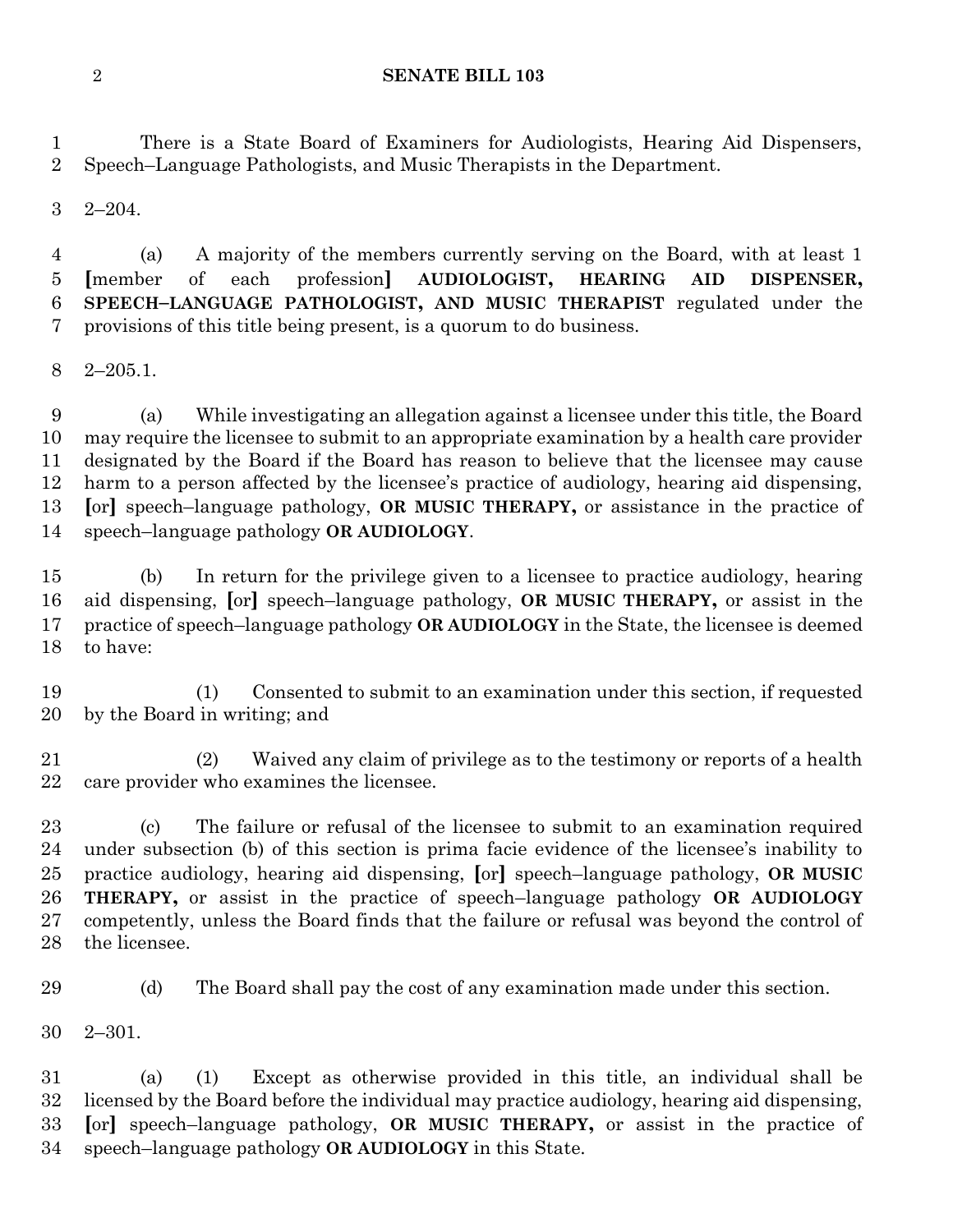There is a State Board of Examiners for Audiologists, Hearing Aid Dispensers, Speech–Language Pathologists, and Music Therapists in the Department.

2–204.

(a) A majority of the members currently serving on the Board, with at least 1 [member of each profession] **AUDIOLOGIST, HEARING AID DISPENSER, SPEECH–LANGUAGE PATHOLOGIST, AND MUSIC THERAPIST** regulated under the provisions of this title being present, is a quorum to do business.

2–205.1.

(a) While investigating an allegation against a licensee under this title, the Board may require the licensee to submit to an appropriate examination by a health care provider designated by the Board if the Board has reason to believe that the licensee may cause harm to a person affected by the licensee's practice of audiology, hearing aid dispensing, [or] speech–language pathology, **OR MUSIC THERAPY,** or assistance in the practice of speech–language pathology **OR AUDIOLOGY**.

(b) In return for the privilege given to a licensee to practice audiology, hearing aid dispensing, [or] speech–language pathology, **OR MUSIC THERAPY,** or assist in the practice of speech–language pathology **OR AUDIOLOGY** in the State, the licensee is deemed to have:

(1) Consented to submit to an examination under this section, if requested by the Board in writing; and

(2) Waived any claim of privilege as to the testimony or reports of a health care provider who examines the licensee.

(c) The failure or refusal of the licensee to submit to an examination required under subsection (b) of this section is prima facie evidence of the licensee's inability to practice audiology, hearing aid dispensing, [or] speech–language pathology, **OR MUSIC THERAPY,** or assist in the practice of speech–language pathology **OR AUDIOLOGY** competently, unless the Board finds that the failure or refusal was beyond the control of the licensee.

(d) The Board shall pay the cost of any examination made under this section.

2–301.

(a) (1) Except as otherwise provided in this title, an individual shall be licensed by the Board before the individual may practice audiology, hearing aid dispensing, [or] speech–language pathology, **OR MUSIC THERAPY,** or assist in the practice of speech–language pathology **OR AUDIOLOGY** in this State.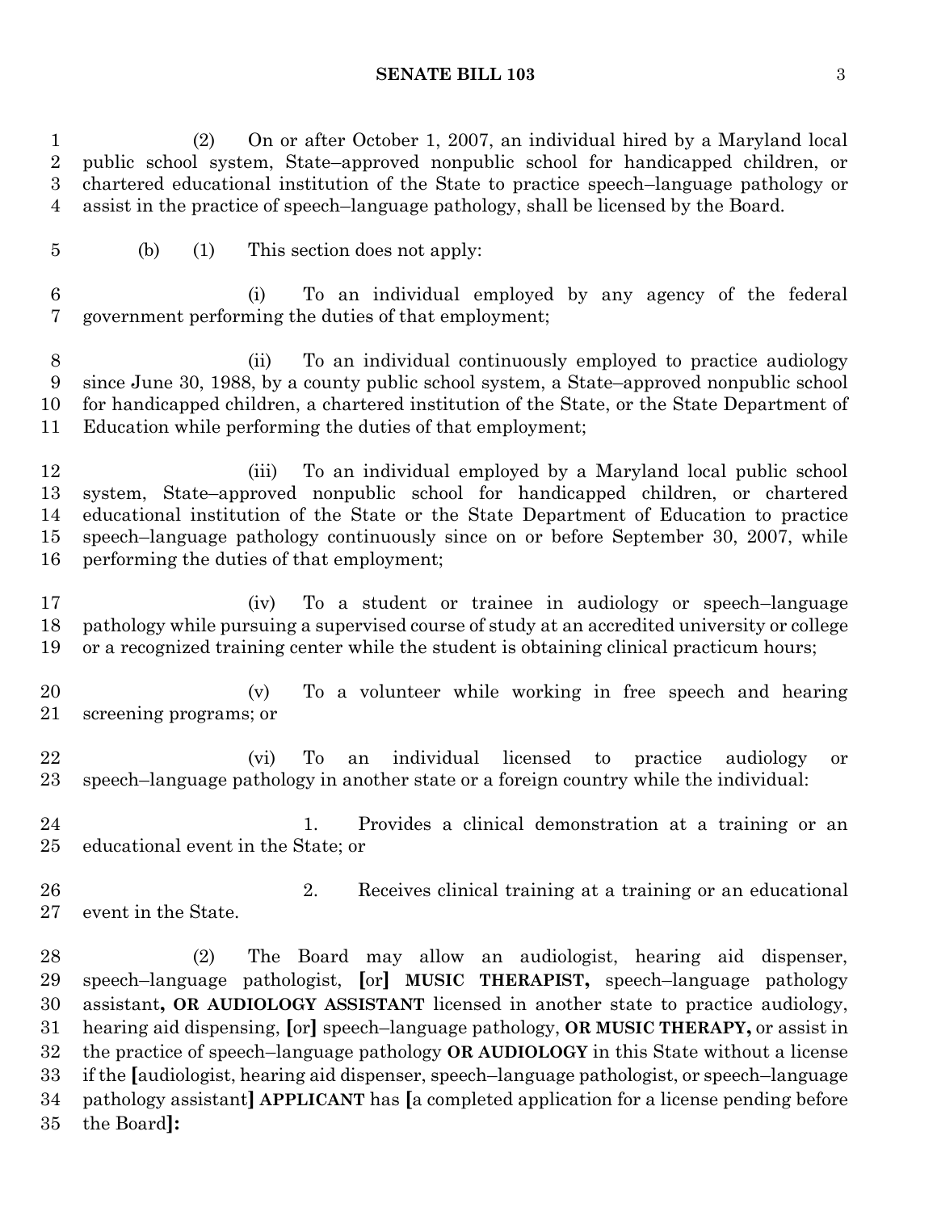(2) On or after October 1, 2007, an individual hired by a Maryland local public school system, State–approved nonpublic school for handicapped children, or chartered educational institution of the State to practice speech–language pathology or assist in the practice of speech–language pathology, shall be licensed by the Board.

(b) (1) This section does not apply:

(i) To an individual employed by any agency of the federal government performing the duties of that employment;

(ii) To an individual continuously employed to practice audiology since June 30, 1988, by a county public school system, a State–approved nonpublic school for handicapped children, a chartered institution of the State, or the State Department of Education while performing the duties of that employment;

(iii) To an individual employed by a Maryland local public school system, State–approved nonpublic school for handicapped children, or chartered educational institution of the State or the State Department of Education to practice speech–language pathology continuously since on or before September 30, 2007, while performing the duties of that employment;

(iv) To a student or trainee in audiology or speech–language pathology while pursuing a supervised course of study at an accredited university or college or a recognized training center while the student is obtaining clinical practicum hours;

(v) To a volunteer while working in free speech and hearing screening programs; or

(vi) To an individual licensed to practice audiology or speech–language pathology in another state or a foreign country while the individual:

1. Provides a clinical demonstration at a training or an educational event in the State; or

2. Receives clinical training at a training or an educational event in the State.

(2) The Board may allow an audiologist, hearing aid dispenser, speech–language pathologist, [or] **MUSIC THERAPIST,** speech–language pathology assistant**, OR AUDIOLOGY ASSISTANT** licensed in another state to practice audiology, hearing aid dispensing, [or] speech–language pathology, **OR MUSIC THERAPY,** or assist in the practice of speech–language pathology **OR AUDIOLOGY** in this State without a license if the [audiologist, hearing aid dispenser, speech–language pathologist, or speech–language pathology assistant] **APPLICANT** has [a completed application for a license pending before the Board]**:**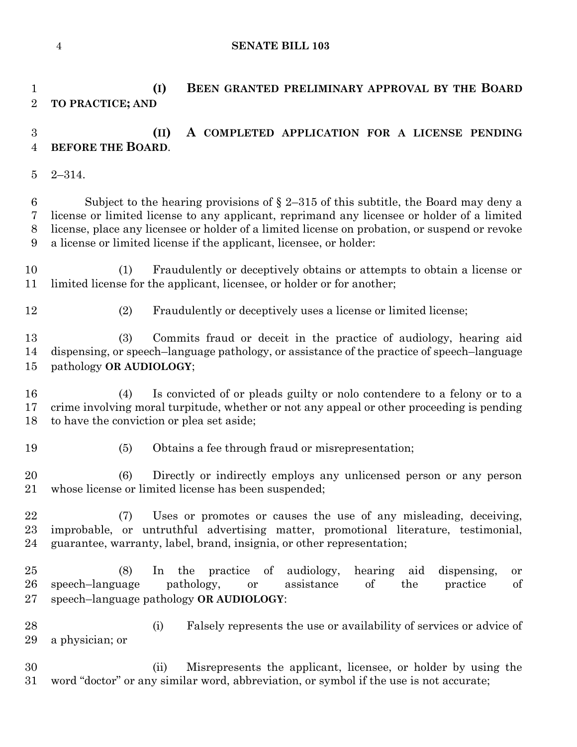**(I) BEEN GRANTED PRELIMINARY APPROVAL BY THE BOARD TO PRACTICE; AND**

**(II) A COMPLETED APPLICATION FOR A LICENSE PENDING BEFORE THE BOARD**.

2–314.

Subject to the hearing provisions of § 2–315 of this subtitle, the Board may deny a license or limited license to any applicant, reprimand any licensee or holder of a limited license, place any licensee or holder of a limited license on probation, or suspend or revoke a license or limited license if the applicant, licensee, or holder:

(1) Fraudulently or deceptively obtains or attempts to obtain a license or limited license for the applicant, licensee, or holder or for another;

(2) Fraudulently or deceptively uses a license or limited license;

(3) Commits fraud or deceit in the practice of audiology, hearing aid dispensing, or speech–language pathology, or assistance of the practice of speech–language pathology **OR AUDIOLOGY**;

(4) Is convicted of or pleads guilty or nolo contendere to a felony or to a crime involving moral turpitude, whether or not any appeal or other proceeding is pending to have the conviction or plea set aside;

(5) Obtains a fee through fraud or misrepresentation;

(6) Directly or indirectly employs any unlicensed person or any person whose license or limited license has been suspended;

(7) Uses or promotes or causes the use of any misleading, deceiving, improbable, or untruthful advertising matter, promotional literature, testimonial, guarantee, warranty, label, brand, insignia, or other representation;

(8) In the practice of audiology, hearing aid dispensing, or speech–language pathology, or assistance of the practice of speech–language pathology **OR AUDIOLOGY**:

(i) Falsely represents the use or availability of services or advice of a physician; or

(ii) Misrepresents the applicant, licensee, or holder by using the word "doctor" or any similar word, abbreviation, or symbol if the use is not accurate;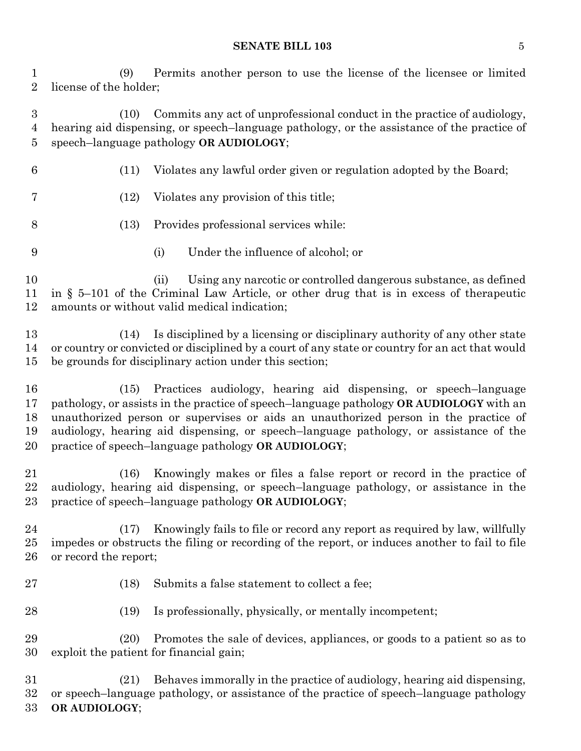(9) Permits another person to use the license of the licensee or limited license of the holder;

(10) Commits any act of unprofessional conduct in the practice of audiology, hearing aid dispensing, or speech–language pathology, or the assistance of the practice of speech–language pathology **OR AUDIOLOGY**;

(11) Violates any lawful order given or regulation adopted by the Board;

(12) Violates any provision of this title;

(13) Provides professional services while:

(i) Under the influence of alcohol; or

(ii) Using any narcotic or controlled dangerous substance, as defined in § 5–101 of the Criminal Law Article, or other drug that is in excess of therapeutic amounts or without valid medical indication;

(14) Is disciplined by a licensing or disciplinary authority of any other state or country or convicted or disciplined by a court of any state or country for an act that would be grounds for disciplinary action under this section;

(15) Practices audiology, hearing aid dispensing, or speech–language pathology, or assists in the practice of speech–language pathology **OR AUDIOLOGY** with an unauthorized person or supervises or aids an unauthorized person in the practice of audiology, hearing aid dispensing, or speech–language pathology, or assistance of the practice of speech–language pathology **OR AUDIOLOGY**;

(16) Knowingly makes or files a false report or record in the practice of audiology, hearing aid dispensing, or speech–language pathology, or assistance in the practice of speech–language pathology **OR AUDIOLOGY**;

(17) Knowingly fails to file or record any report as required by law, willfully impedes or obstructs the filing or recording of the report, or induces another to fail to file or record the report;

(18) Submits a false statement to collect a fee;

(19) Is professionally, physically, or mentally incompetent;

(20) Promotes the sale of devices, appliances, or goods to a patient so as to exploit the patient for financial gain;

(21) Behaves immorally in the practice of audiology, hearing aid dispensing, or speech–language pathology, or assistance of the practice of speech–language pathology **OR AUDIOLOGY**;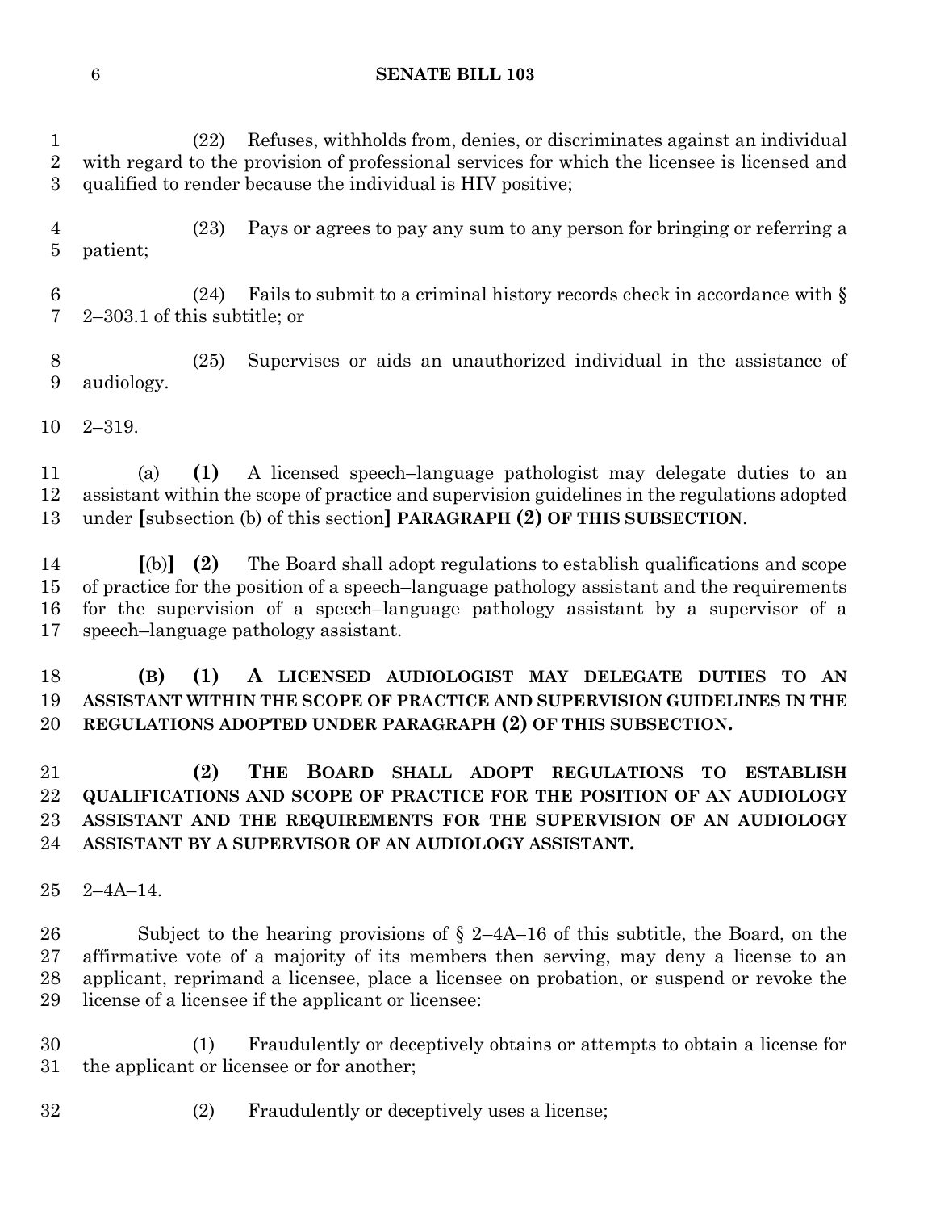(22) Refuses, withholds from, denies, or discriminates against an individual with regard to the provision of professional services for which the licensee is licensed and qualified to render because the individual is HIV positive;

(23) Pays or agrees to pay any sum to any person for bringing or referring a patient;

(24) Fails to submit to a criminal history records check in accordance with § 2–303.1 of this subtitle; or

(25) Supervises or aids an unauthorized individual in the assistance of audiology.

2–319.

(a) **(1)** A licensed speech–language pathologist may delegate duties to an assistant within the scope of practice and supervision guidelines in the regulations adopted under **[**subsection (b) of this section**]** **PARAGRAPH (2) OF THIS SUBSECTION**.

**[**(b)**]** **(2)** The Board shall adopt regulations to establish qualifications and scope of practice for the position of a speech–language pathology assistant and the requirements for the supervision of a speech–language pathology assistant by a supervisor of a speech–language pathology assistant.

**(B) (1) A LICENSED AUDIOLOGIST MAY DELEGATE DUTIES TO AN ASSISTANT WITHIN THE SCOPE OF PRACTICE AND SUPERVISION GUIDELINES IN THE REGULATIONS ADOPTED UNDER PARAGRAPH (2) OF THIS SUBSECTION.**

**(2) THE BOARD SHALL ADOPT REGULATIONS TO ESTABLISH QUALIFICATIONS AND SCOPE OF PRACTICE FOR THE POSITION OF AN AUDIOLOGY ASSISTANT AND THE REQUIREMENTS FOR THE SUPERVISION OF AN AUDIOLOGY ASSISTANT BY A SUPERVISOR OF AN AUDIOLOGY ASSISTANT.**

2–4A–14.

Subject to the hearing provisions of § 2–4A–16 of this subtitle, the Board, on the affirmative vote of a majority of its members then serving, may deny a license to an applicant, reprimand a licensee, place a licensee on probation, or suspend or revoke the license of a licensee if the applicant or licensee:

(1) Fraudulently or deceptively obtains or attempts to obtain a license for the applicant or licensee or for another;

(2) Fraudulently or deceptively uses a license;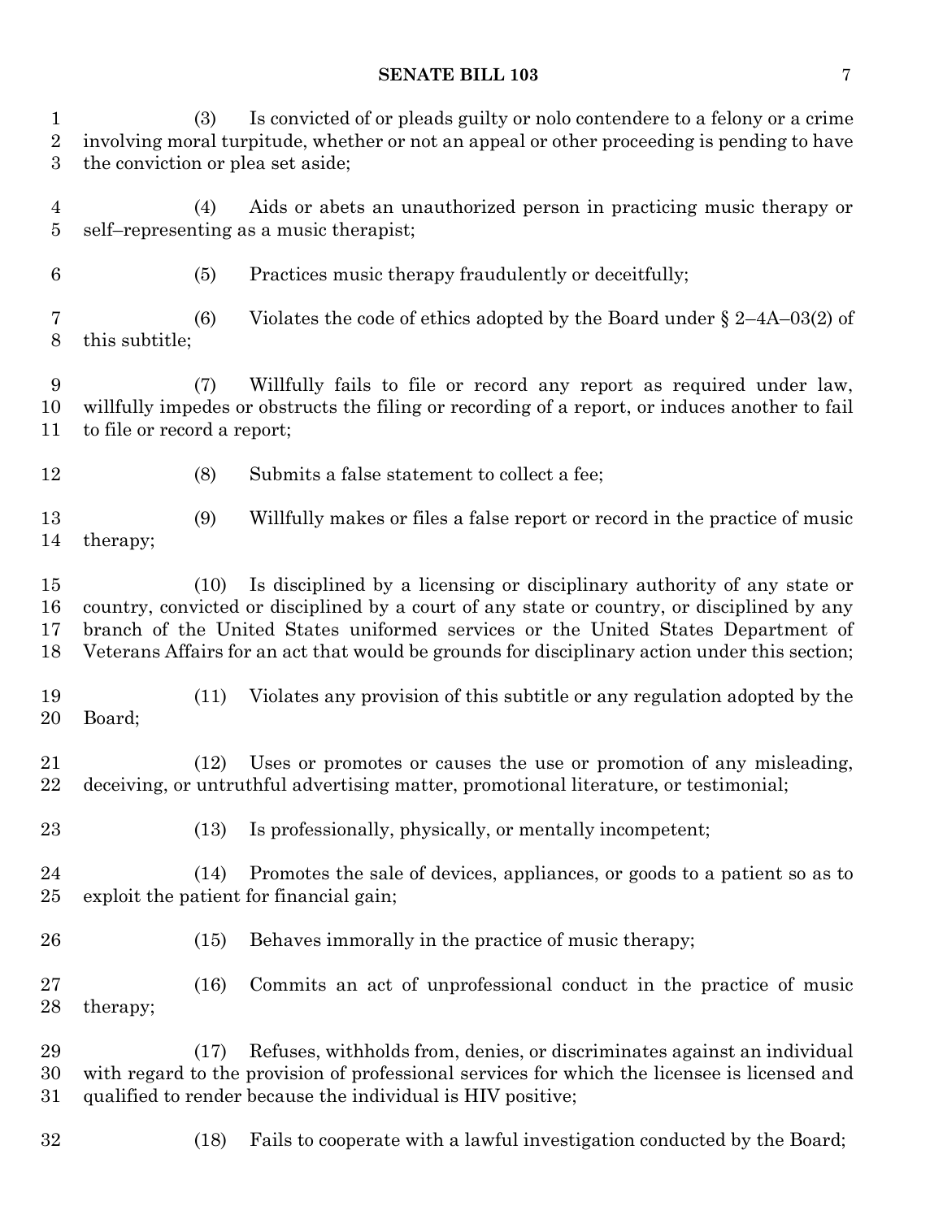(3) Is convicted of or pleads guilty or nolo contendere to a felony or a crime involving moral turpitude, whether or not an appeal or other proceeding is pending to have the conviction or plea set aside;

(4) Aids or abets an unauthorized person in practicing music therapy or self–representing as a music therapist;

(5) Practices music therapy fraudulently or deceitfully;

(6) Violates the code of ethics adopted by the Board under § 2–4A–03(2) of this subtitle;

(7) Willfully fails to file or record any report as required under law, willfully impedes or obstructs the filing or recording of a report, or induces another to fail to file or record a report;

(8) Submits a false statement to collect a fee;

(9) Willfully makes or files a false report or record in the practice of music therapy;

(10) Is disciplined by a licensing or disciplinary authority of any state or country, convicted or disciplined by a court of any state or country, or disciplined by any branch of the United States uniformed services or the United States Department of Veterans Affairs for an act that would be grounds for disciplinary action under this section;

(11) Violates any provision of this subtitle or any regulation adopted by the Board;

(12) Uses or promotes or causes the use or promotion of any misleading, deceiving, or untruthful advertising matter, promotional literature, or testimonial;

(13) Is professionally, physically, or mentally incompetent;

(14) Promotes the sale of devices, appliances, or goods to a patient so as to exploit the patient for financial gain;

(15) Behaves immorally in the practice of music therapy;

(16) Commits an act of unprofessional conduct in the practice of music therapy;

(17) Refuses, withholds from, denies, or discriminates against an individual with regard to the provision of professional services for which the licensee is licensed and qualified to render because the individual is HIV positive;

(18) Fails to cooperate with a lawful investigation conducted by the Board;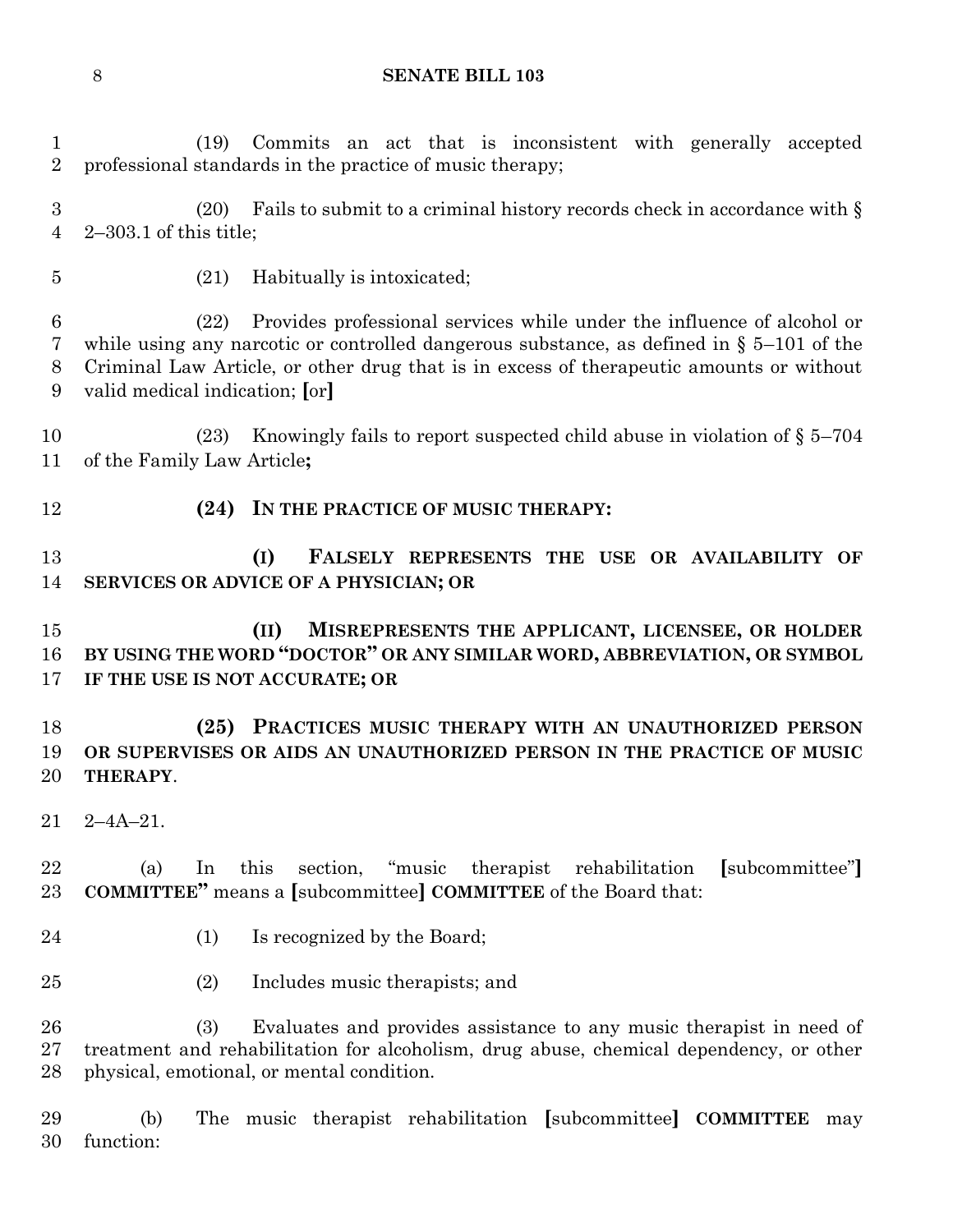(19) Commits an act that is inconsistent with generally accepted professional standards in the practice of music therapy;

(20) Fails to submit to a criminal history records check in accordance with § 2–303.1 of this title;

(21) Habitually is intoxicated;

(22) Provides professional services while under the influence of alcohol or while using any narcotic or controlled dangerous substance, as defined in § 5–101 of the Criminal Law Article, or other drug that is in excess of therapeutic amounts or without valid medical indication; [or]

(23) Knowingly fails to report suspected child abuse in violation of § 5–704 of the Family Law Article**;**

**(24) IN THE PRACTICE OF MUSIC THERAPY:**

**(I) FALSELY REPRESENTS THE USE OR AVAILABILITY OF SERVICES OR ADVICE OF A PHYSICIAN; OR**

**(II) MISREPRESENTS THE APPLICANT, LICENSEE, OR HOLDER BY USING THE WORD "DOCTOR" OR ANY SIMILAR WORD, ABBREVIATION, OR SYMBOL IF THE USE IS NOT ACCURATE; OR**

**(25) PRACTICES MUSIC THERAPY WITH AN UNAUTHORIZED PERSON OR SUPERVISES OR AIDS AN UNAUTHORIZED PERSON IN THE PRACTICE OF MUSIC THERAPY**.

2–4A–21.

(a) In this section, "music therapist rehabilitation [subcommittee"] **COMMITTEE"** means a [subcommittee] **COMMITTEE** of the Board that:

(1) Is recognized by the Board;

(2) Includes music therapists; and

(3) Evaluates and provides assistance to any music therapist in need of treatment and rehabilitation for alcoholism, drug abuse, chemical dependency, or other physical, emotional, or mental condition.

(b) The music therapist rehabilitation [subcommittee] **COMMITTEE** may function: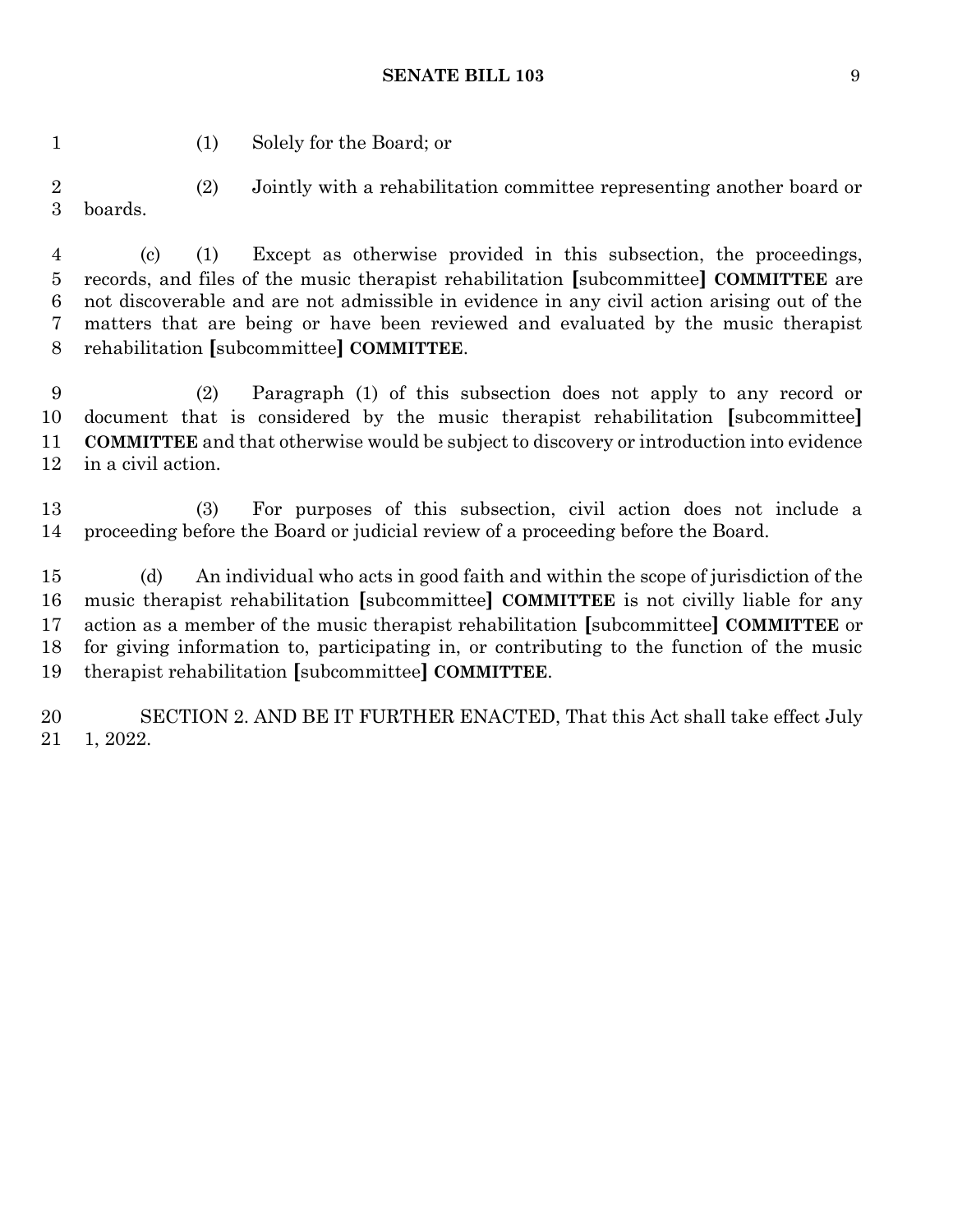(1) Solely for the Board; or

(2) Jointly with a rehabilitation committee representing another board or boards.

(c) (1) Except as otherwise provided in this subsection, the proceedings, records, and files of the music therapist rehabilitation [subcommittee] **COMMITTEE** are not discoverable and are not admissible in evidence in any civil action arising out of the matters that are being or have been reviewed and evaluated by the music therapist rehabilitation [subcommittee] **COMMITTEE**.

(2) Paragraph (1) of this subsection does not apply to any record or document that is considered by the music therapist rehabilitation [subcommittee] **COMMITTEE** and that otherwise would be subject to discovery or introduction into evidence in a civil action.

(3) For purposes of this subsection, civil action does not include a proceeding before the Board or judicial review of a proceeding before the Board.

(d) An individual who acts in good faith and within the scope of jurisdiction of the music therapist rehabilitation [subcommittee] **COMMITTEE** is not civilly liable for any action as a member of the music therapist rehabilitation [subcommittee] **COMMITTEE** or for giving information to, participating in, or contributing to the function of the music therapist rehabilitation [subcommittee] **COMMITTEE**.

SECTION 2. AND BE IT FURTHER ENACTED, That this Act shall take effect July 1, 2022.